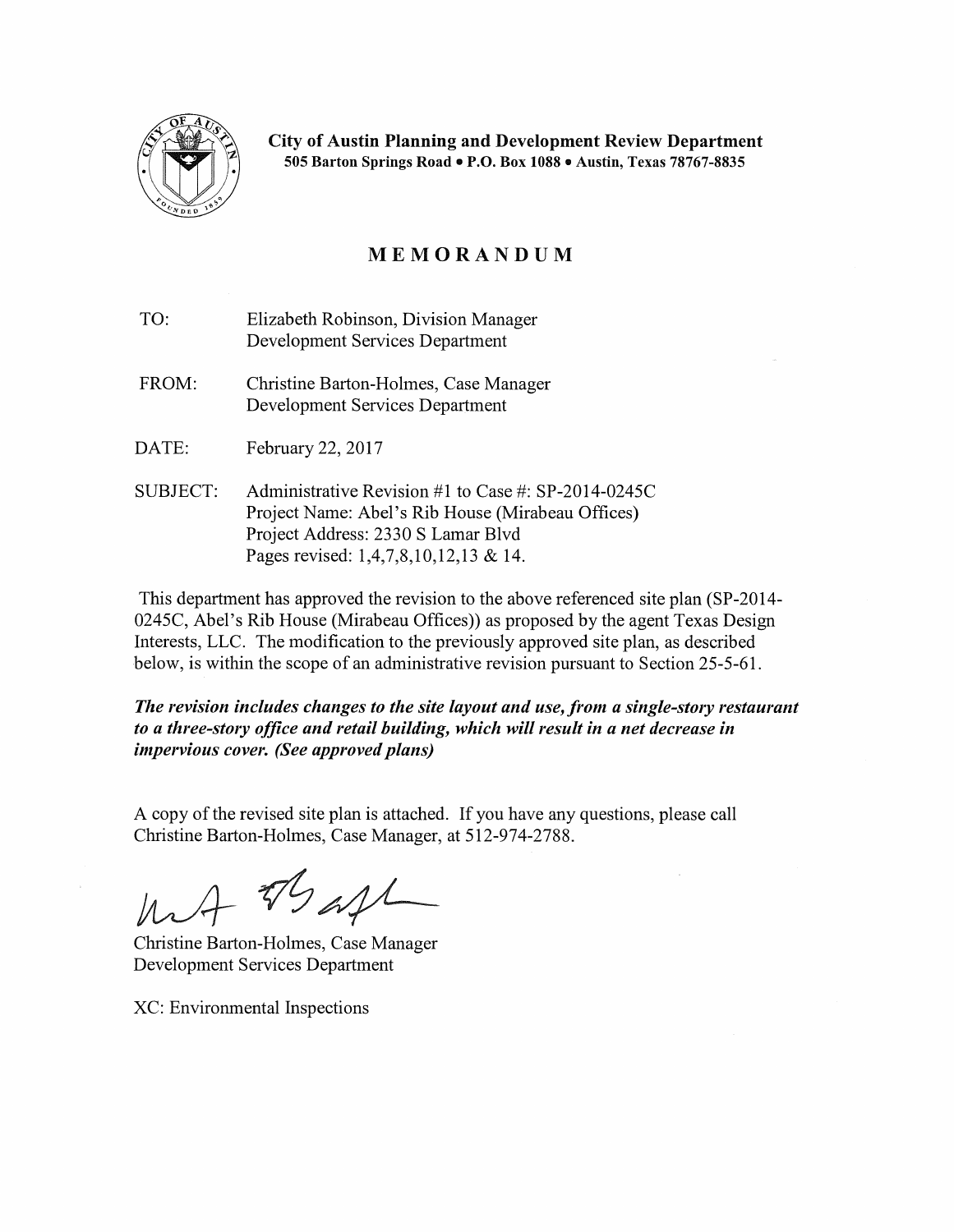**City of Austin Planning and Development Review Department**
**505 Barton Springs Road • P.O. Box 1088 • Austin, Texas 78767-8835**

# MEMORANDUM

TO: Elizabeth Robinson, Division Manager
Development Services Department

FROM: Christine Barton-Holmes, Case Manager
Development Services Department

DATE: February 22, 2017

SUBJECT: Administrative Revision #1 to Case #: SP-2014-0245C
Project Name: Abel's Rib House (Mirabeau Offices)
Project Address: 2330 S Lamar Blvd
Pages revised: 1,4,7,8,10,12,13 & 14.

This department has approved the revision to the above referenced site plan (SP-2014-0245C, Abel's Rib House (Mirabeau Offices)) as proposed by the agent Texas Design Interests, LLC. The modification to the previously approved site plan, as described below, is within the scope of an administrative revision pursuant to Section 25-5-61.

***The revision includes changes to the site layout and use, from a single-story restaurant to a three-story office and retail building, which will result in a net decrease in impervious cover. (See approved plans)***

A copy of the revised site plan is attached. If you have any questions, please call Christine Barton-Holmes, Case Manager, at 512-974-2788.

Christine Barton-Holmes, Case Manager
Development Services Department

XC: Environmental Inspections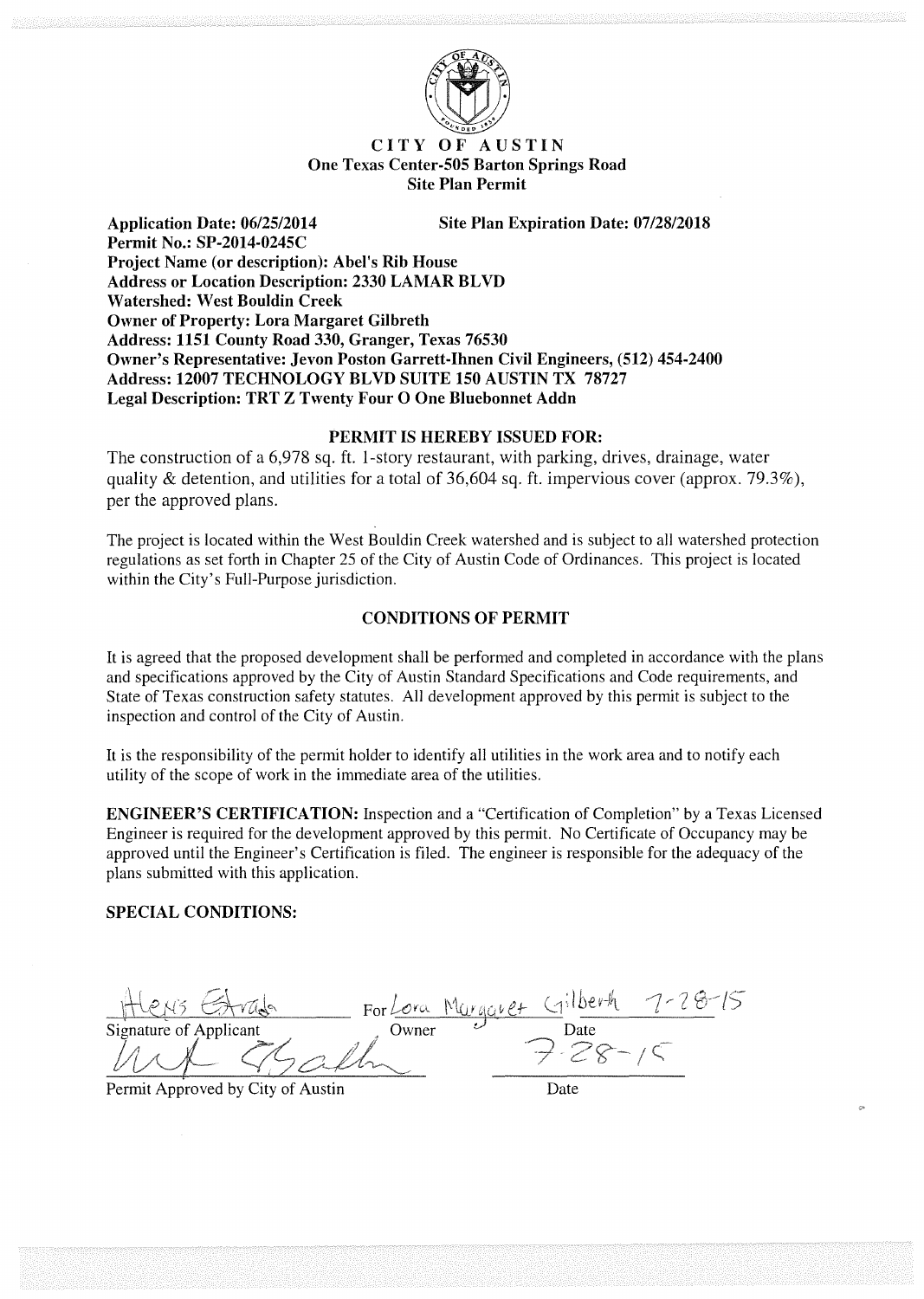# CITY OF AUSTIN

**One Texas Center-505 Barton Springs Road**

**Site Plan Permit**

**Application Date: 06/25/2014** **Site Plan Expiration Date: 07/28/2018**

**Permit No.: SP-2014-0245C**

**Project Name (or description): Abel's Rib House**

**Address or Location Description: 2330 LAMAR BLVD**

**Watershed: West Bouldin Creek**

**Owner of Property: Lora Margaret Gilbreth**

**Address: 1151 County Road 330, Granger, Texas 76530**

**Owner's Representative: Jevon Poston Garrett-Ihnen Civil Engineers, (512) 454-2400**

**Address: 12007 TECHNOLOGY BLVD SUITE 150 AUSTIN TX 78727**

**Legal Description: TRT Z Twenty Four O One Bluebonnet Addn**

## PERMIT IS HEREBY ISSUED FOR:

The construction of a 6,978 sq. ft. 1-story restaurant, with parking, drives, drainage, water quality & detention, and utilities for a total of 36,604 sq. ft. impervious cover (approx. 79.3%), per the approved plans.

The project is located within the West Bouldin Creek watershed and is subject to all watershed protection regulations as set forth in Chapter 25 of the City of Austin Code of Ordinances. This project is located within the City's Full-Purpose jurisdiction.

## CONDITIONS OF PERMIT

It is agreed that the proposed development shall be performed and completed in accordance with the plans and specifications approved by the City of Austin Standard Specifications and Code requirements, and State of Texas construction safety statutes. All development approved by this permit is subject to the inspection and control of the City of Austin.

It is the responsibility of the permit holder to identify all utilities in the work area and to notify each utility of the scope of work in the immediate area of the utilities.

**ENGINEER'S CERTIFICATION:** Inspection and a "Certification of Completion" by a Texas Licensed Engineer is required for the development approved by this permit. No Certificate of Occupancy may be approved until the Engineer's Certification is filed. The engineer is responsible for the adequacy of the plans submitted with this application.

**SPECIAL CONDITIONS:**

Alexis Estrada For Lora Margaret Gilbreth 7-28-15

Signature of Applicant Owner Date

[signature] 7-28-15

Permit Approved by City of Austin Date